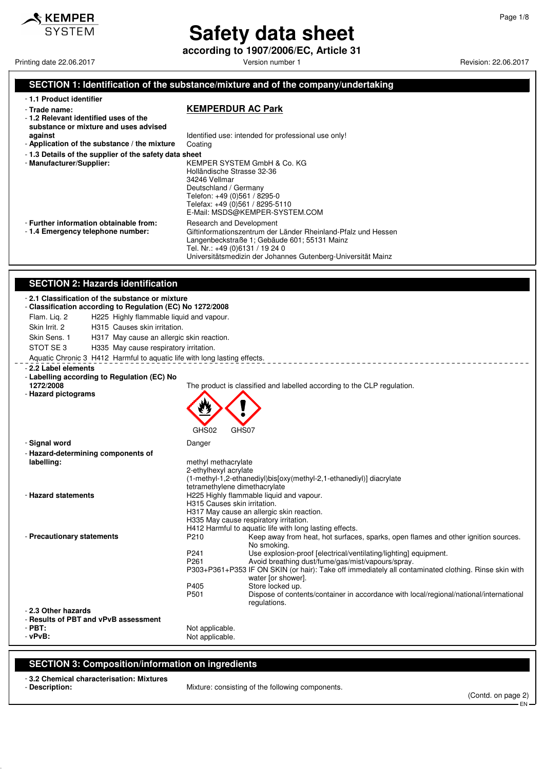# Safety data sheet

**according to 1907/2006/EC, Article 31**

Printing date 22.06.2017 — Version number 1 — Revision: 22.06.2017

## SECTION 1: Identification of the substance/mixture and of the company/undertaking

- **1.1 Product identifier**
- **Trade name:** **KEMPERDUR AC Park**
- **1.2 Relevant identified uses of the substance or mixture and uses advised against** Identified use: intended for professional use only!
- **Application of the substance / the mixture** Coating
- **1.3 Details of the supplier of the safety data sheet**
- **Manufacturer/Supplier:**
  KEMPER SYSTEM GmbH & Co. KG
  Holländische Strasse 32-36
  34246 Vellmar
  Deutschland / Germany
  Telefon: +49 (0)561 / 8295-0
  Telefax: +49 (0)561 / 8295-5110
  E-Mail: MSDS@KEMPER-SYSTEM.COM
- **Further information obtainable from:** Research and Development
- **1.4 Emergency telephone number:**
  Giftinformationszentrum der Länder Rheinland-Pfalz und Hessen
  Langenbeckstraße 1; Gebäude 601; 55131 Mainz
  Tel. Nr.: +49 (0)6131 / 19 24 0
  Universitätsmedizin der Johannes Gutenberg-Universität Mainz

## SECTION 2: Hazards identification

- **2.1 Classification of the substance or mixture**
- **Classification according to Regulation (EC) No 1272/2008**

Flam. Liq. 2 H225 Highly flammable liquid and vapour.

Skin Irrit. 2 H315 Causes skin irritation.

Skin Sens. 1 H317 May cause an allergic skin reaction.

STOT SE 3 H335 May cause respiratory irritation.

Aquatic Chronic 3 H412 Harmful to aquatic life with long lasting effects.

- **2.2 Label elements**
- **Labelling according to Regulation (EC) No 1272/2008** The product is classified and labelled according to the CLP regulation.
- **Hazard pictograms**

GHS02 GHS07

- **Signal word** Danger
- **Hazard-determining components of labelling:**
  methyl methacrylate
  2-ethylhexyl acrylate
  (1-methyl-1,2-ethanediyl)bis[oxy(methyl-2,1-ethanediyl)] diacrylate
  tetramethylene dimethacrylate
- **Hazard statements**
  H225 Highly flammable liquid and vapour.
  H315 Causes skin irritation.
  H317 May cause an allergic skin reaction.
  H335 May cause respiratory irritation.
  H412 Harmful to aquatic life with long lasting effects.
- **Precautionary statements**

| | |
|---|---|
| P210 | Keep away from heat, hot surfaces, sparks, open flames and other ignition sources. No smoking. |
| P241 | Use explosion-proof [electrical/ventilating/lighting] equipment. |
| P261 | Avoid breathing dust/fume/gas/mist/vapours/spray. |
| P303+P361+P353 | IF ON SKIN (or hair): Take off immediately all contaminated clothing. Rinse skin with water [or shower]. |
| P405 | Store locked up. |
| P501 | Dispose of contents/container in accordance with local/regional/national/international regulations. |

- **2.3 Other hazards**
- **Results of PBT and vPvB assessment**
- **PBT:** Not applicable.
- **vPvB:** Not applicable.

## SECTION 3: Composition/information on ingredients

- **3.2 Chemical characterisation: Mixtures**
- **Description:** Mixture: consisting of the following components.

(Contd. on page 2)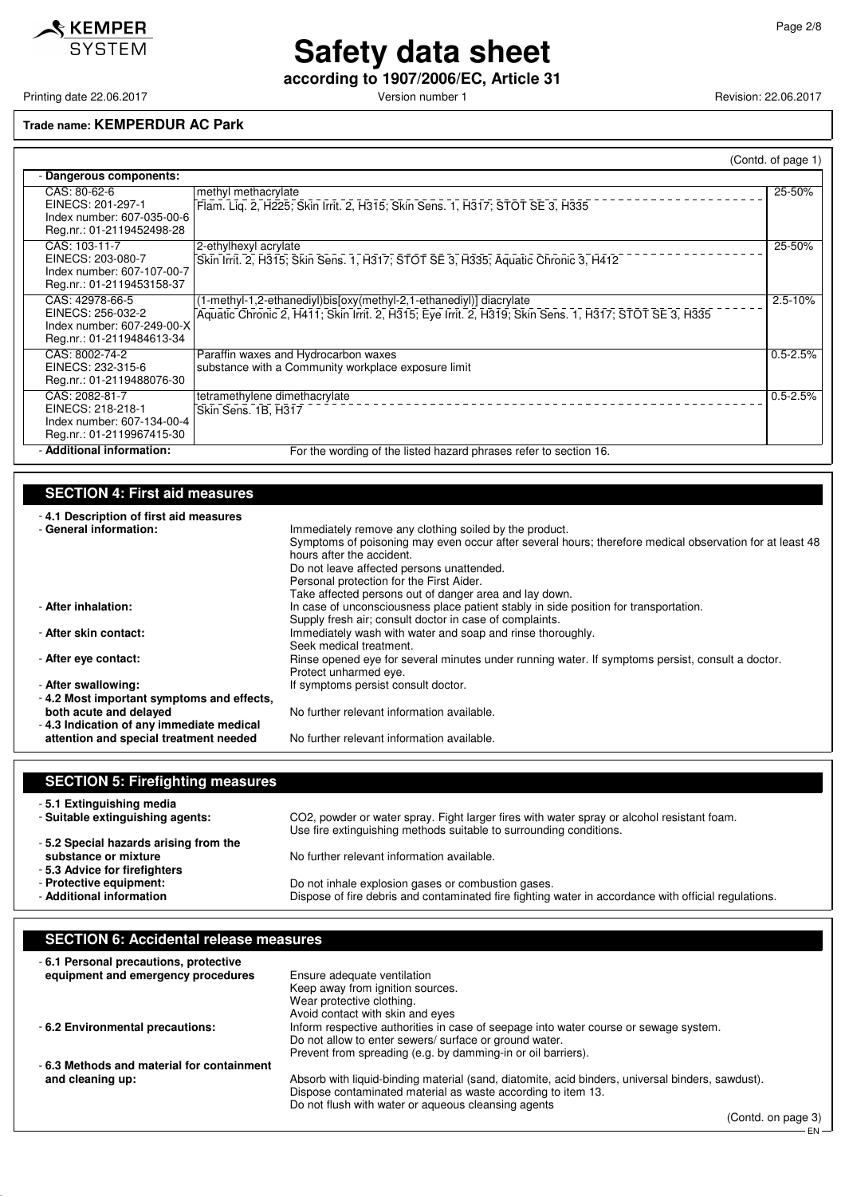**Safety data sheet**

**according to 1907/2006/EC, Article 31**

Printing date 22.06.2017 | Version number 1 | Revision: 22.06.2017

**Trade name: KEMPERDUR AC Park**

(Contd. of page 1)

- **Dangerous components:**

| Identifiers | Component / Classification | % |
|---|---|---|
| CAS: 80-62-6<br>EINECS: 201-297-1<br>Index number: 607-035-00-6<br>Reg.nr.: 01-2119452498-28 | methyl methacrylate<br>Flam. Liq. 2, H225; Skin Irrit. 2, H315; Skin Sens. 1, H317; STOT SE 3, H335 | 25-50% |
| CAS: 103-11-7<br>EINECS: 203-080-7<br>Index number: 607-107-00-7<br>Reg.nr.: 01-2119453158-37 | 2-ethylhexyl acrylate<br>Skin Irrit. 2, H315; Skin Sens. 1, H317; STOT SE 3, H335; Aquatic Chronic 3, H412 | 25-50% |
| CAS: 42978-66-5<br>EINECS: 256-032-2<br>Index number: 607-249-00-X<br>Reg.nr.: 01-2119484613-34 | (1-methyl-1,2-ethanediyl)bis[oxy(methyl-2,1-ethanediyl)] diacrylate<br>Aquatic Chronic 2, H411; Skin Irrit. 2, H315; Eye Irrit. 2, H319; Skin Sens. 1, H317; STOT SE 3, H335 | 2.5-10% |
| CAS: 8002-74-2<br>EINECS: 232-315-6<br>Reg.nr.: 01-2119488076-30 | Paraffin waxes and Hydrocarbon waxes<br>substance with a Community workplace exposure limit | 0.5-2.5% |
| CAS: 2082-81-7<br>EINECS: 218-218-1<br>Index number: 607-134-00-4<br>Reg.nr.: 01-2119967415-30 | tetramethylene dimethacrylate<br>Skin Sens. 1B, H317 | 0.5-2.5% |

- **Additional information:** For the wording of the listed hazard phrases refer to section 16.

## SECTION 4: First aid measures

- **4.1 Description of first aid measures**
- **General information:** Immediately remove any clothing soiled by the product.
  Symptoms of poisoning may even occur after several hours; therefore medical observation for at least 48 hours after the accident.
  Do not leave affected persons unattended.
  Personal protection for the First Aider.
  Take affected persons out of danger area and lay down.
- **After inhalation:** In case of unconsciousness place patient stably in side position for transportation.
  Supply fresh air; consult doctor in case of complaints.
- **After skin contact:** Immediately wash with water and soap and rinse thoroughly.
  Seek medical treatment.
- **After eye contact:** Rinse opened eye for several minutes under running water. If symptoms persist, consult a doctor.
  Protect unharmed eye.
- **After swallowing:** If symptoms persist consult doctor.
- **4.2 Most important symptoms and effects, both acute and delayed** No further relevant information available.
- **4.3 Indication of any immediate medical attention and special treatment needed** No further relevant information available.

## SECTION 5: Firefighting measures

- **5.1 Extinguishing media**
- **Suitable extinguishing agents:** $CO_2$, powder or water spray. Fight larger fires with water spray or alcohol resistant foam.
  Use fire extinguishing methods suitable to surrounding conditions.
- **5.2 Special hazards arising from the substance or mixture** No further relevant information available.
- **5.3 Advice for firefighters**
- **Protective equipment:** Do not inhale explosion gases or combustion gases.
- **Additional information** Dispose of fire debris and contaminated fire fighting water in accordance with official regulations.

## SECTION 6: Accidental release measures

- **6.1 Personal precautions, protective equipment and emergency procedures** Ensure adequate ventilation
  Keep away from ignition sources.
  Wear protective clothing.
  Avoid contact with skin and eyes
- **6.2 Environmental precautions:** Inform respective authorities in case of seepage into water course or sewage system.
  Do not allow to enter sewers/ surface or ground water.
  Prevent from spreading (e.g. by damming-in or oil barriers).
- **6.3 Methods and material for containment and cleaning up:** Absorb with liquid-binding material (sand, diatomite, acid binders, universal binders, sawdust).
  Dispose contaminated material as waste according to item 13.
  Do not flush with water or aqueous cleansing agents

(Contd. on page 3)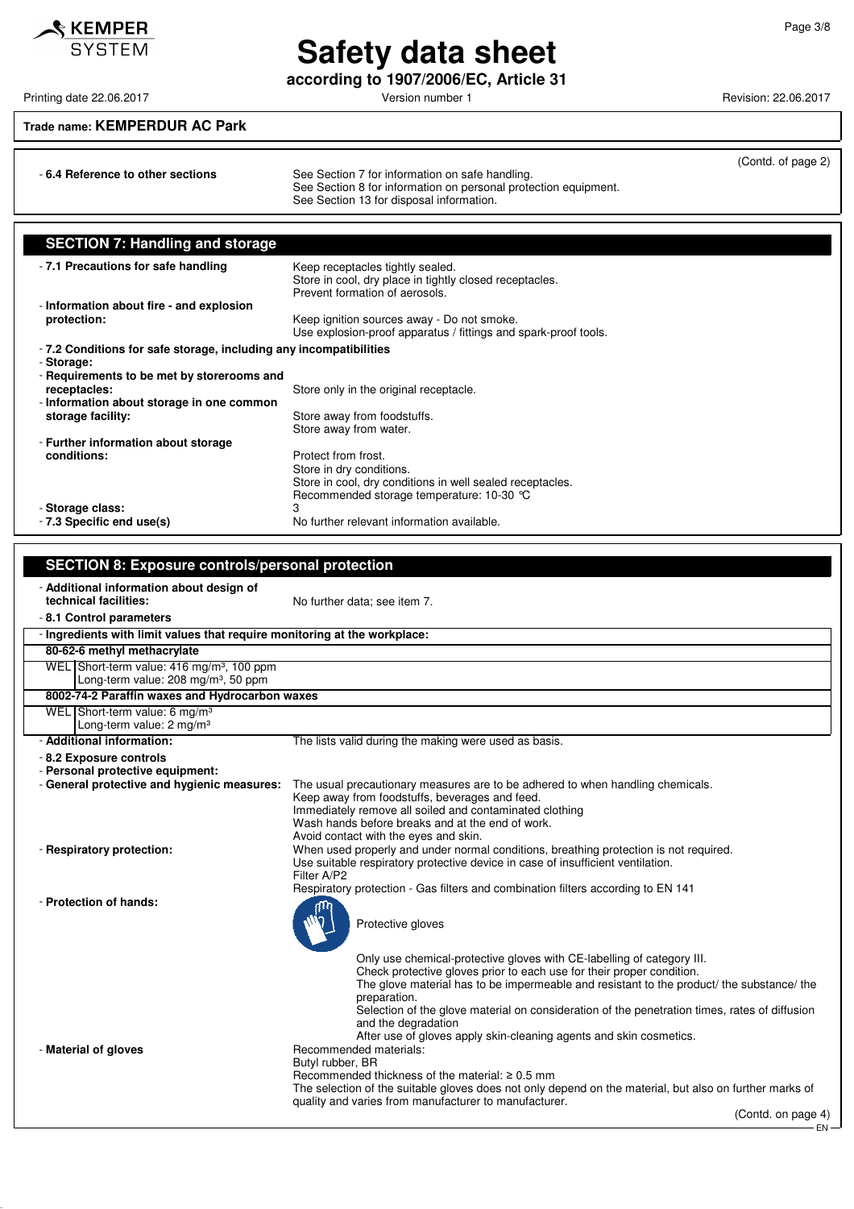Trade name: **KEMPERDUR AC Park**

(Contd. of page 2)

- **6.4 Reference to other sections**
  See Section 7 for information on safe handling.
  See Section 8 for information on personal protection equipment.
  See Section 13 for disposal information.

## SECTION 7: Handling and storage

- **7.1 Precautions for safe handling**
  Keep receptacles tightly sealed.
  Store in cool, dry place in tightly closed receptacles.
  Prevent formation of aerosols.
- **Information about fire - and explosion protection:**
  Keep ignition sources away - Do not smoke.
  Use explosion-proof apparatus / fittings and spark-proof tools.
- **7.2 Conditions for safe storage, including any incompatibilities**
- **Storage:**
- **Requirements to be met by storerooms and receptacles:**
  Store only in the original receptacle.
- **Information about storage in one common storage facility:**
  Store away from foodstuffs.
  Store away from water.
- **Further information about storage conditions:**
  Protect from frost.
  Store in dry conditions.
  Store in cool, dry conditions in well sealed receptacles.
  Recommended storage temperature: 10-30 °C
- **Storage class:** 3
- **7.3 Specific end use(s)** No further relevant information available.

## SECTION 8: Exposure controls/personal protection

- **Additional information about design of technical facilities:** No further data; see item 7.
- **8.1 Control parameters**

| - Ingredients with limit values that require monitoring at the workplace: | |
|---|---|
| **80-62-6 methyl methacrylate** | |
| WEL | Short-term value: 416 mg/m³, 100 ppm<br>Long-term value: 208 mg/m³, 50 ppm |
| **8002-74-2 Paraffin waxes and Hydrocarbon waxes** | |
| WEL | Short-term value: 6 mg/m³<br>Long-term value: 2 mg/m³ |

- **Additional information:** The lists valid during the making were used as basis.
- **8.2 Exposure controls**
- **Personal protective equipment:**
- **General protective and hygienic measures:**
  The usual precautionary measures are to be adhered to when handling chemicals.
  Keep away from foodstuffs, beverages and feed.
  Immediately remove all soiled and contaminated clothing
  Wash hands before breaks and at the end of work.
  Avoid contact with the eyes and skin.
- **Respiratory protection:**
  When used properly and under normal conditions, breathing protection is not required.
  Use suitable respiratory protective device in case of insufficient ventilation.
  Filter A/P2
  Respiratory protection - Gas filters and combination filters according to EN 141
- **Protection of hands:**

  Protective gloves

  Only use chemical-protective gloves with CE-labelling of category III.
  Check protective gloves prior to each use for their proper condition.
  The glove material has to be impermeable and resistant to the product/ the substance/ the preparation.
  Selection of the glove material on consideration of the penetration times, rates of diffusion and the degradation
  After use of gloves apply skin-cleaning agents and skin cosmetics.
- **Material of gloves**
  Recommended materials:
  Butyl rubber, BR
  Recommended thickness of the material: ≥ 0.5 mm
  The selection of the suitable gloves does not only depend on the material, but also on further marks of quality and varies from manufacturer to manufacturer.

(Contd. on page 4)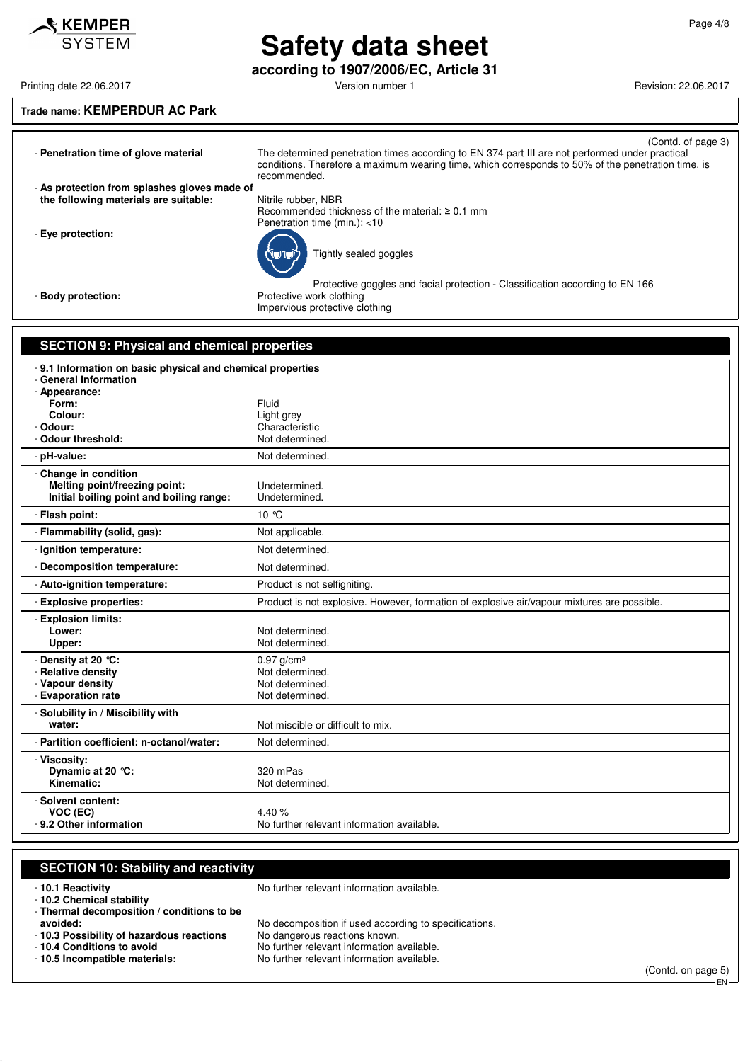**Trade name: KEMPERDUR AC Park**

(Contd. of page 3)

- **Penetration time of glove material**
  The determined penetration times according to EN 374 part III are not performed under practical conditions. Therefore a maximum wearing time, which corresponds to 50% of the penetration time, is recommended.
- **As protection from splashes gloves made of the following materials are suitable:**
  Nitrile rubber, NBR
  Recommended thickness of the material: ≥ 0.1 mm
  Penetration time (min.): <10
- **Eye protection:**
  Tightly sealed goggles
  Protective goggles and facial protection - Classification according to EN 166
- **Body protection:**
  Protective work clothing
  Impervious protective clothing

## SECTION 9: Physical and chemical properties

| | |
|---|---|
| - **9.1 Information on basic physical and chemical properties** | |
| - **General Information** | |
| - **Appearance:** | |
| **Form:** | Fluid |
| **Colour:** | Light grey |
| - **Odour:** | Characteristic |
| - **Odour threshold:** | Not determined. |
| - **pH-value:** | Not determined. |
| - **Change in condition** | |
| **Melting point/freezing point:** | Undetermined. |
| **Initial boiling point and boiling range:** | Undetermined. |
| - **Flash point:** | 10 °C |
| - **Flammability (solid, gas):** | Not applicable. |
| - **Ignition temperature:** | Not determined. |
| - **Decomposition temperature:** | Not determined. |
| - **Auto-ignition temperature:** | Product is not selfigniting. |
| - **Explosive properties:** | Product is not explosive. However, formation of explosive air/vapour mixtures are possible. |
| - **Explosion limits:** | |
| **Lower:** | Not determined. |
| **Upper:** | Not determined. |
| - **Density at 20 °C:** | 0.97 g/cm³ |
| - **Relative density** | Not determined. |
| - **Vapour density** | Not determined. |
| - **Evaporation rate** | Not determined. |
| - **Solubility in / Miscibility with water:** | Not miscible or difficult to mix. |
| - **Partition coefficient: n-octanol/water:** | Not determined. |
| - **Viscosity:** | |
| **Dynamic at 20 °C:** | 320 mPas |
| **Kinematic:** | Not determined. |
| - **Solvent content:** | |
| **VOC (EC)** | 4.40 % |
| - **9.2 Other information** | No further relevant information available. |

## SECTION 10: Stability and reactivity

| | |
|---|---|
| - **10.1 Reactivity** | No further relevant information available. |
| - **10.2 Chemical stability** | |
| - **Thermal decomposition / conditions to be avoided:** | No decomposition if used according to specifications. |
| - **10.3 Possibility of hazardous reactions** | No dangerous reactions known. |
| - **10.4 Conditions to avoid** | No further relevant information available. |
| - **10.5 Incompatible materials:** | No further relevant information available. |

(Contd. on page 5)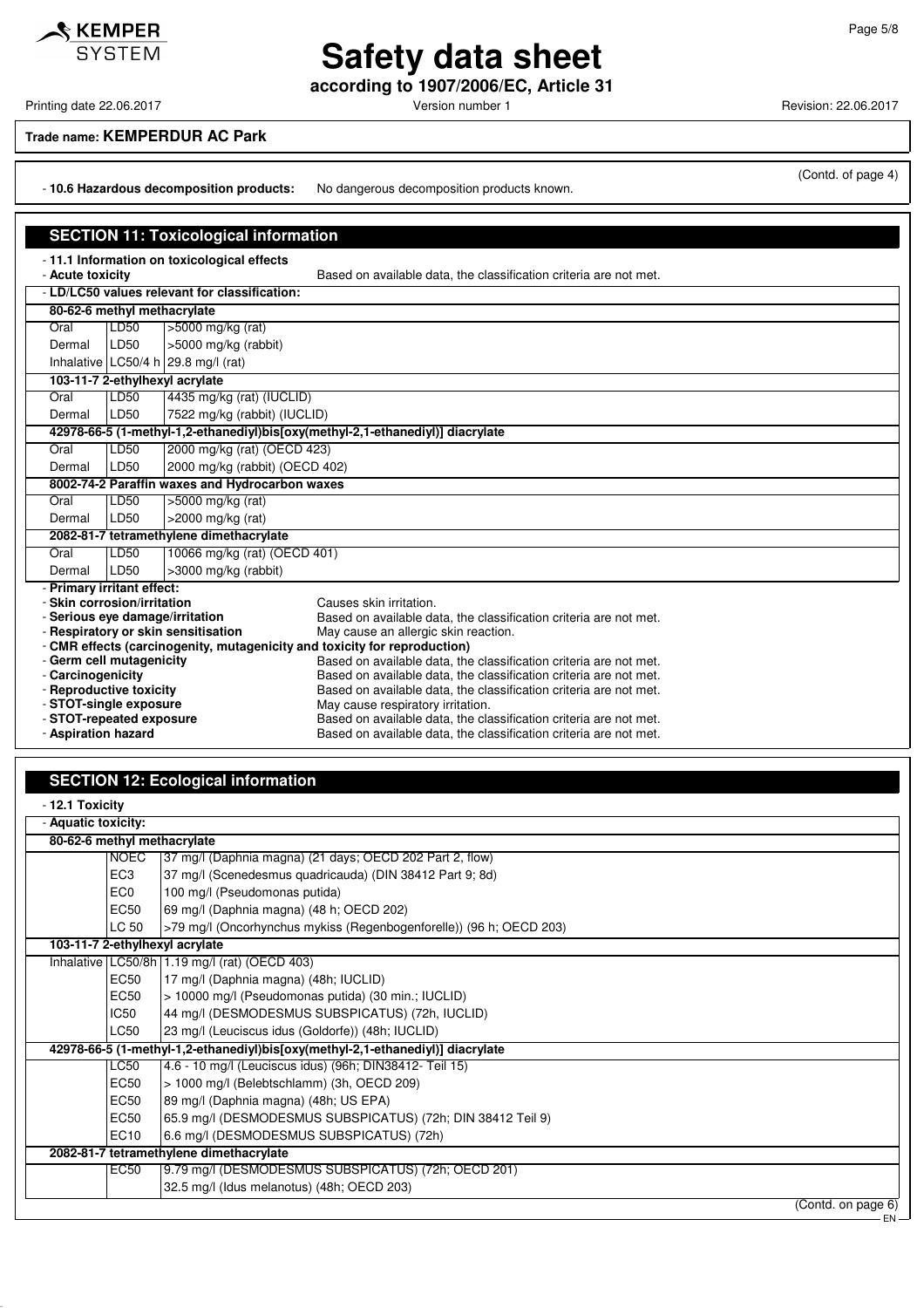(Contd. of page 4)

- **10.6 Hazardous decomposition products:** No dangerous decomposition products known.

## SECTION 11: Toxicological information

- **11.1 Information on toxicological effects**
- **Acute toxicity** Based on available data, the classification criteria are not met.

- **LD/LC50 values relevant for classification:**

| | | |
|---|---|---|
| **80-62-6 methyl methacrylate** | | |
| Oral | LD50 | >5000 mg/kg (rat) |
| Dermal | LD50 | >5000 mg/kg (rabbit) |
| Inhalative | LC50/4 h | 29.8 mg/l (rat) |
| **103-11-7 2-ethylhexyl acrylate** | | |
| Oral | LD50 | 4435 mg/kg (rat) (IUCLID) |
| Dermal | LD50 | 7522 mg/kg (rabbit) (IUCLID) |
| **42978-66-5 (1-methyl-1,2-ethanediyl)bis[oxy(methyl-2,1-ethanediyl)] diacrylate** | | |
| Oral | LD50 | 2000 mg/kg (rat) (OECD 423) |
| Dermal | LD50 | 2000 mg/kg (rabbit) (OECD 402) |
| **8002-74-2 Paraffin waxes and Hydrocarbon waxes** | | |
| Oral | LD50 | >5000 mg/kg (rat) |
| Dermal | LD50 | >2000 mg/kg (rat) |
| **2082-81-7 tetramethylene dimethacrylate** | | |
| Oral | LD50 | 10066 mg/kg (rat) (OECD 401) |
| Dermal | LD50 | >3000 mg/kg (rabbit) |

- **Primary irritant effect:**
- **Skin corrosion/irritation** Causes skin irritation.
- **Serious eye damage/irritation** Based on available data, the classification criteria are not met.
- **Respiratory or skin sensitisation** May cause an allergic skin reaction.
- **CMR effects (carcinogenity, mutagenicity and toxicity for reproduction)**
- **Germ cell mutagenicity** Based on available data, the classification criteria are not met.
- **Carcinogenicity** Based on available data, the classification criteria are not met.
- **Reproductive toxicity** Based on available data, the classification criteria are not met.
- **STOT-single exposure** May cause respiratory irritation.
- **STOT-repeated exposure** Based on available data, the classification criteria are not met.
- **Aspiration hazard** Based on available data, the classification criteria are not met.

## SECTION 12: Ecological information

- **12.1 Toxicity**
- **Aquatic toxicity:**

| | | |
|---|---|---|
| **80-62-6 methyl methacrylate** | | |
| | NOEC | 37 mg/l (Daphnia magna) (21 days; OECD 202 Part 2, flow) |
| | EC3 | 37 mg/l (Scenedesmus quadricauda) (DIN 38412 Part 9; 8d) |
| | EC0 | 100 mg/l (Pseudomonas putida) |
| | EC50 | 69 mg/l (Daphnia magna) (48 h; OECD 202) |
| | LC 50 | >79 mg/l (Oncorhynchus mykiss (Regenbogenforelle)) (96 h; OECD 203) |
| **103-11-7 2-ethylhexyl acrylate** | | |
| Inhalative | LC50/8h | 1.19 mg/l (rat) (OECD 403) |
| | EC50 | 17 mg/l (Daphnia magna) (48h; IUCLID) |
| | EC50 | > 10000 mg/l (Pseudomonas putida) (30 min.; IUCLID) |
| | IC50 | 44 mg/l (DESMODESMUS SUBSPICATUS) (72h, IUCLID) |
| | LC50 | 23 mg/l (Leuciscus idus (Goldorfe)) (48h; IUCLID) |
| **42978-66-5 (1-methyl-1,2-ethanediyl)bis[oxy(methyl-2,1-ethanediyl)] diacrylate** | | |
| | LC50 | 4.6 - 10 mg/l (Leuciscus idus) (96h; DIN38412- Teil 15) |
| | EC50 | > 1000 mg/l (Belebtschlamm) (3h, OECD 209) |
| | EC50 | 89 mg/l (Daphnia magna) (48h; US EPA) |
| | EC50 | 65.9 mg/l (DESMODESMUS SUBSPICATUS) (72h; DIN 38412 Teil 9) |
| | EC10 | 6.6 mg/l (DESMODESMUS SUBSPICATUS) (72h) |
| **2082-81-7 tetramethylene dimethacrylate** | | |
| | EC50 | 9.79 mg/l (DESMODESMUS SUBSPICATUS) (72h; OECD 201) |
| | | 32.5 mg/l (Idus melanotus) (48h; OECD 203) |

(Contd. on page 6)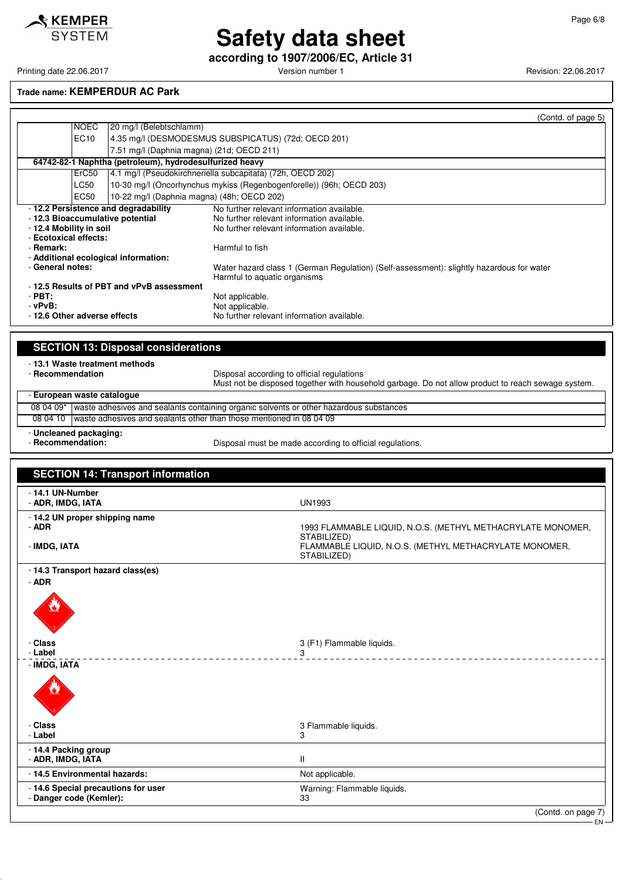**Trade name: KEMPERDUR AC Park**

(Contd. of page 5)

| | | |
|---|---|---|
| | NOEC | 20 mg/l (Belebtschlamm) |
| | EC10 | 4.35 mg/l (DESMODESMUS SUBSPICATUS) (72d; OECD 201) |
| | | 7.51 mg/l (Daphnia magna) (21d; OECD 211) |
| **64742-82-1 Naphtha (petroleum), hydrodesulfurized heavy** | | |
| | ErC50 | 4.1 mg/l (Pseudokirchneriella subcapitata) (72h, OECD 202) |
| | LC50 | 10-30 mg/l (Oncorhynchus mykiss (Regenbogenforelle)) (96h; OECD 203) |
| | EC50 | 10-22 mg/l (Daphnia magna) (48h; OECD 202) |

- **12.2 Persistence and degradability** No further relevant information available.
- **12.3 Bioaccumulative potential** No further relevant information available.
- **12.4 Mobility in soil** No further relevant information available.
- **Ecotoxical effects:**
- **Remark:** Harmful to fish
- **Additional ecological information:**
- **General notes:** Water hazard class 1 (German Regulation) (Self-assessment): slightly hazardous for water
  Harmful to aquatic organisms
- **12.5 Results of PBT and vPvB assessment**
- **PBT:** Not applicable.
- **vPvB:** Not applicable.
- **12.6 Other adverse effects** No further relevant information available.

## SECTION 13: Disposal considerations

- **13.1 Waste treatment methods**
- **Recommendation** Disposal according to official regulations
  Must not be disposed together with household garbage. Do not allow product to reach sewage system.

| - European waste catalogue | |
|---|---|
| 08 04 09* | waste adhesives and sealants containing organic solvents or other hazardous substances |
| 08 04 10 | waste adhesives and sealants other than those mentioned in 08 04 09 |

- **Uncleaned packaging:**
- **Recommendation:** Disposal must be made according to official regulations.

## SECTION 14: Transport information

- **14.1 UN-Number**
- **ADR, IMDG, IATA** UN1993

- **14.2 UN proper shipping name**
- **ADR** 1993 FLAMMABLE LIQUID, N.O.S. (METHYL METHACRYLATE MONOMER, STABILIZED)
- **IMDG, IATA** FLAMMABLE LIQUID, N.O.S. (METHYL METHACRYLATE MONOMER, STABILIZED)

- **14.3 Transport hazard class(es)**
- **ADR**
- **Class** 3 (F1) Flammable liquids.
- **Label** 3

- **IMDG, IATA**
- **Class** 3 Flammable liquids.
- **Label** 3

- **14.4 Packing group**
- **ADR, IMDG, IATA** II

- **14.5 Environmental hazards:** Not applicable.

- **14.6 Special precautions for user** Warning: Flammable liquids.
- **Danger code (Kemler):** 33

(Contd. on page 7)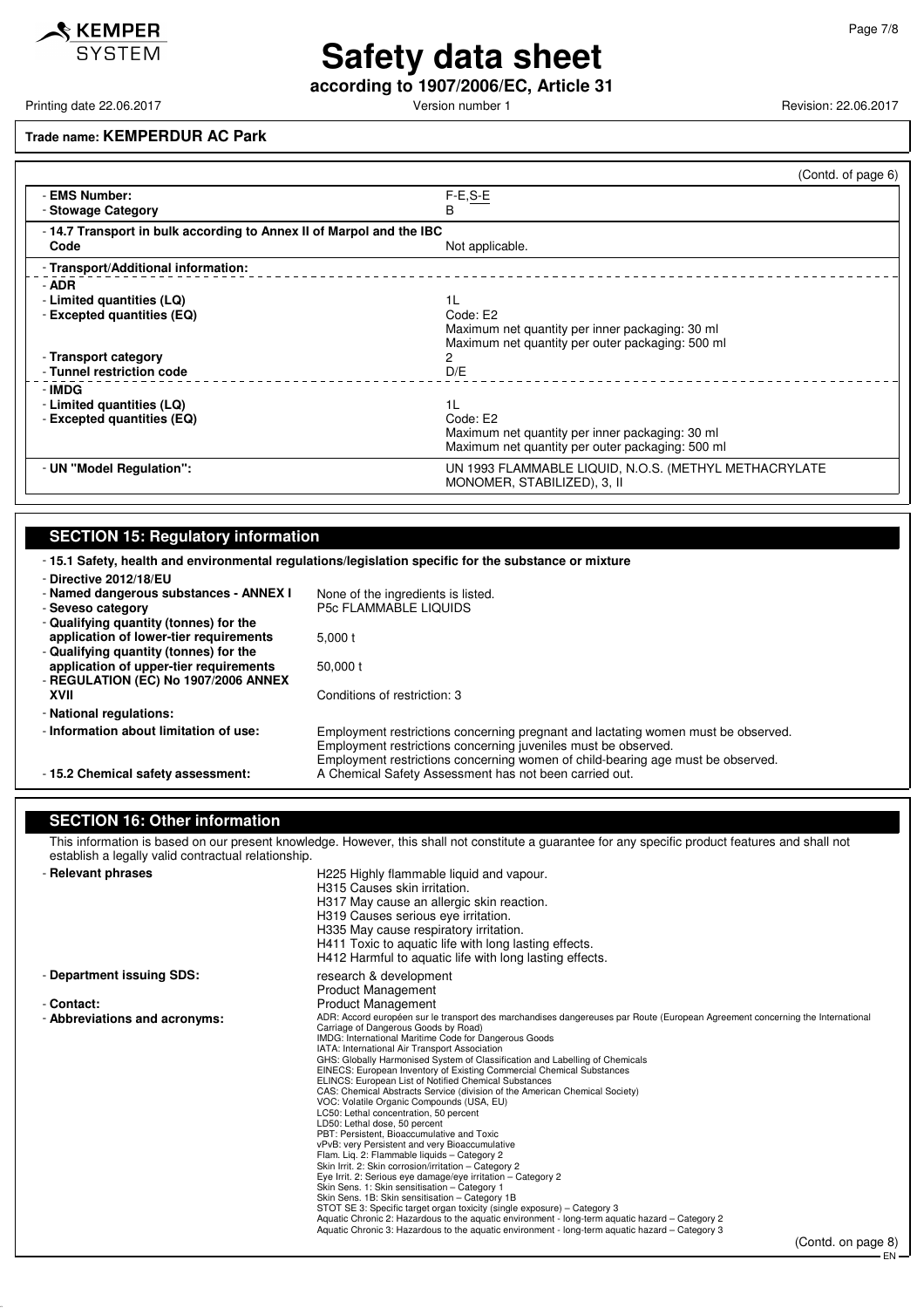**Trade name: KEMPERDUR AC Park**

(Contd. of page 6)

| | |
|---|---|
| - **EMS Number:** | F-E,S-E |
| - **Stowage Category** | B |
| - **14.7 Transport in bulk according to Annex II of Marpol and the IBC Code** | Not applicable. |
| - **Transport/Additional information:** | |
| - **ADR** | |
| - **Limited quantities (LQ)** | 1L |
| - **Excepted quantities (EQ)** | Code: E2<br>Maximum net quantity per inner packaging: 30 ml<br>Maximum net quantity per outer packaging: 500 ml |
| - **Transport category** | 2 |
| - **Tunnel restriction code** | D/E |
| - **IMDG** | |
| - **Limited quantities (LQ)** | 1L |
| - **Excepted quantities (EQ)** | Code: E2<br>Maximum net quantity per inner packaging: 30 ml<br>Maximum net quantity per outer packaging: 500 ml |
| - **UN "Model Regulation":** | UN 1993 FLAMMABLE LIQUID, N.O.S. (METHYL METHACRYLATE MONOMER, STABILIZED), 3, II |

## SECTION 15: Regulatory information

- **15.1 Safety, health and environmental regulations/legislation specific for the substance or mixture**
- **Directive 2012/18/EU**
- **Named dangerous substances - ANNEX I** None of the ingredients is listed.
- **Seveso category** P5c FLAMMABLE LIQUIDS
- **Qualifying quantity (tonnes) for the application of lower-tier requirements** 5,000 t
- **Qualifying quantity (tonnes) for the application of upper-tier requirements** 50,000 t
- **REGULATION (EC) No 1907/2006 ANNEX XVII** Conditions of restriction: 3
- **National regulations:**
- **Information about limitation of use:** Employment restrictions concerning pregnant and lactating women must be observed. Employment restrictions concerning juveniles must be observed. Employment restrictions concerning women of child-bearing age must be observed.
- **15.2 Chemical safety assessment:** A Chemical Safety Assessment has not been carried out.

## SECTION 16: Other information

This information is based on our present knowledge. However, this shall not constitute a guarantee for any specific product features and shall not establish a legally valid contractual relationship.

- **Relevant phrases**
  - H225 Highly flammable liquid and vapour.
  - H315 Causes skin irritation.
  - H317 May cause an allergic skin reaction.
  - H319 Causes serious eye irritation.
  - H335 May cause respiratory irritation.
  - H411 Toxic to aquatic life with long lasting effects.
  - H412 Harmful to aquatic life with long lasting effects.
- **Department issuing SDS:** research & development, Product Management
- **Contact:** Product Management
- **Abbreviations and acronyms:**
  - ADR: Accord européen sur le transport des marchandises dangereuses par Route (European Agreement concerning the International Carriage of Dangerous Goods by Road)
  - IMDG: International Maritime Code for Dangerous Goods
  - IATA: International Air Transport Association
  - GHS: Globally Harmonised System of Classification and Labelling of Chemicals
  - EINECS: European Inventory of Existing Commercial Chemical Substances
  - ELINCS: European List of Notified Chemical Substances
  - CAS: Chemical Abstracts Service (division of the American Chemical Society)
  - VOC: Volatile Organic Compounds (USA, EU)
  - LC50: Lethal concentration, 50 percent
  - LD50: Lethal dose, 50 percent
  - PBT: Persistent, Bioaccumulative and Toxic
  - vPvB: very Persistent and very Bioaccumulative
  - Flam. Liq. 2: Flammable liquids – Category 2
  - Skin Irrit. 2: Skin corrosion/irritation – Category 2
  - Eye Irrit. 2: Serious eye damage/eye irritation – Category 2
  - Skin Sens. 1: Skin sensitisation – Category 1
  - Skin Sens. 1B: Skin sensitisation – Category 1B
  - STOT SE 3: Specific target organ toxicity (single exposure) – Category 3
  - Aquatic Chronic 2: Hazardous to the aquatic environment - long-term aquatic hazard – Category 2
  - Aquatic Chronic 3: Hazardous to the aquatic environment - long-term aquatic hazard – Category 3

(Contd. on page 8)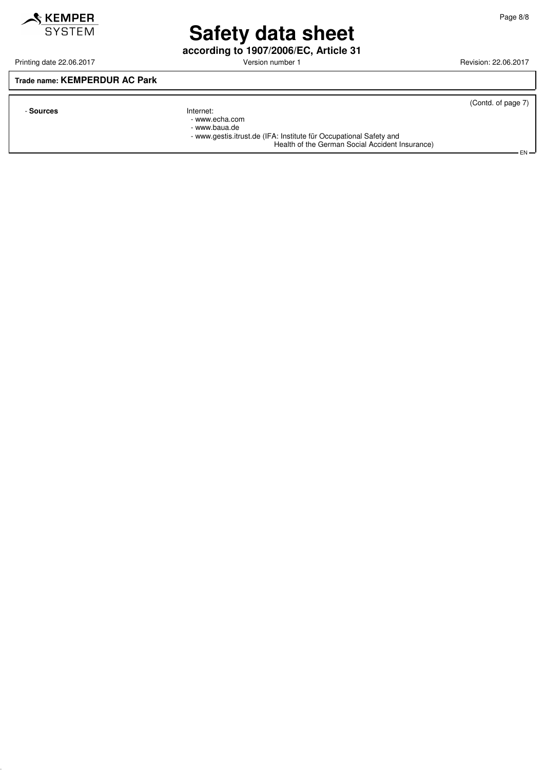(Contd. of page 7)

- **Sources**

Internet:
- www.echa.com
- www.baua.de
- www.gestis.itrust.de (IFA: Institute für Occupational Safety and Health of the German Social Accident Insurance)